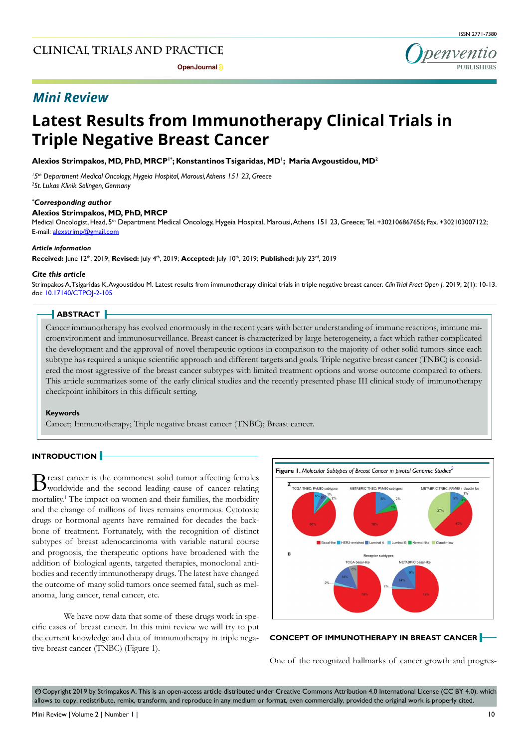## Mini Review

# Latest Results from Immunotherapy Clinical Trials in Triple Negative Breast Cancer

**Alexios Strimpakos, MD, PhD, MRCP[1*]; Konstantinos Tsigaridas, MD[1]; Maria Avgoustidou, MD[2]**

*[1]5th Department Medical Oncology, Hygeia Hospital, Marousi, Athens 151 23, Greece*
*[2]St. Lukas Klinik Solingen, Germany*

***Corresponding author**
**Alexios Strimpakos, MD, PhD, MRCP**
Medical Oncologist, Head, 5th Department Medical Oncology, Hygeia Hospital, Marousi, Athens 151 23, Greece; Tel. +302106867656; Fax. +302103007122; E-mail: alexstrimp@gmail.com

***Article information***
**Received:** June 12th, 2019; **Revised:** July 4th, 2019; **Accepted:** July 10th, 2019; **Published:** July 23rd, 2019

***Cite this article***
Strimpakos A, Tsigaridas K, Avgoustidou M. Latest results from immunotherapy clinical trials in triple negative breast cancer. *Clin Trial Pract Open J*. 2019; 2(1): 10-13. doi: 10.17140/CTPOJ-2-105

## ABSTRACT

Cancer immunotherapy has evolved enormously in the recent years with better understanding of immune reactions, immune microenvironment and immunosurveillance. Breast cancer is characterized by large heterogeneity, a fact which rather complicated the development and the approval of novel therapeutic options in comparison to the majority of other solid tumors since each subtype has required a unique scientific approach and different targets and goals. Triple negative breast cancer (TNBC) is considered the most aggressive of the breast cancer subtypes with limited treatment options and worse outcome compared to others. This article summarizes some of the early clinical studies and the recently presented phase III clinical study of immunotherapy checkpoint inhibitors in this difficult setting.

**Keywords**

Cancer; Immunotherapy; Triple negative breast cancer (TNBC); Breast cancer.

## INTRODUCTION

Breast cancer is the commonest solid tumor affecting females worldwide and the second leading cause of cancer relating mortality.[1] The impact on women and their families, the morbidity and the change of millions of lives remains enormous. Cytotoxic drugs or hormonal agents have remained for decades the backbone of treatment. Fortunately, with the recognition of distinct subtypes of breast adenocarcinoma with variable natural course and prognosis, the therapeutic options have broadened with the addition of biological agents, targeted therapies, monoclonal antibodies and recently immunotherapy drugs. The latest have changed the outcome of many solid tumors once seemed fatal, such as melanoma, lung cancer, renal cancer, etc.

We have now data that some of these drugs work in specific cases of breast cancer. In this mini review we will try to put the current knowledge and data of immunotherapy in triple negative breast cancer (TNBC) (Figure 1).

**Figure 1.** *Molecular Subtypes of Breast Cancer in pivotal Genomic Studies*[2]

## CONCEPT OF IMMUNOTHERAPY IN BREAST CANCER

One of the recognized hallmarks of cancer growth and progres-

© Copyright 2019 by Strimpakos A. This is an open-access article distributed under Creative Commons Attribution 4.0 International License (CC BY 4.0), which allows to copy, redistribute, remix, transform, and reproduce in any medium or format, even commercially, provided the original work is properly cited.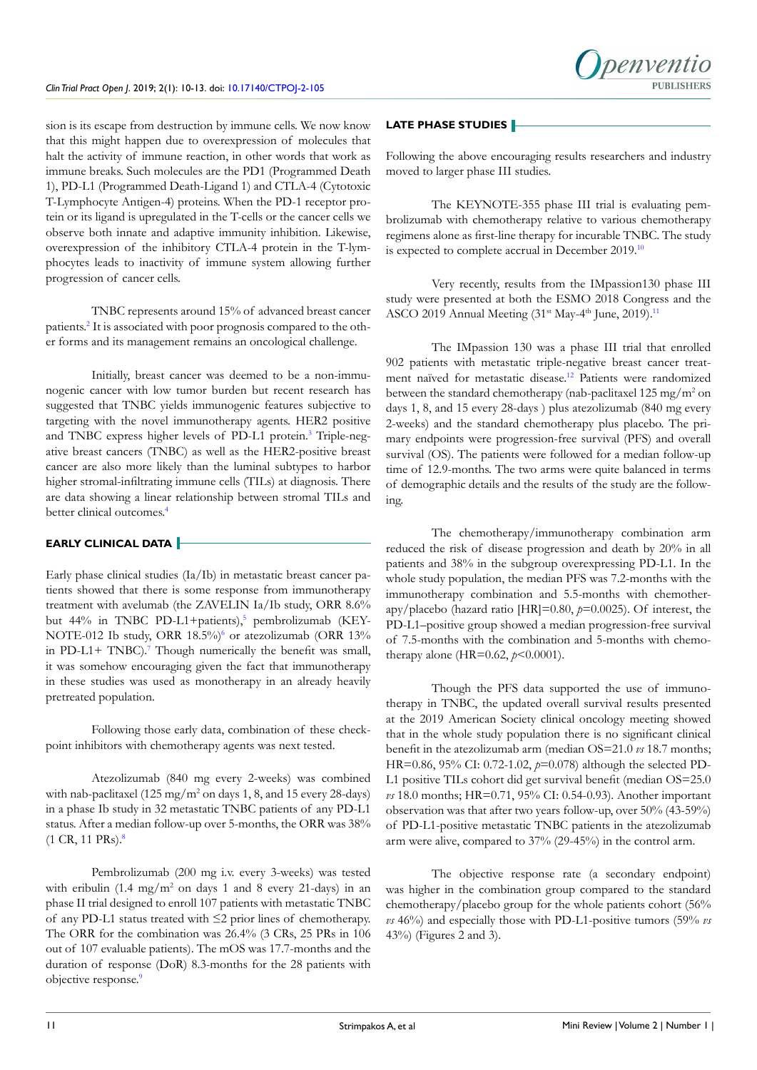sion is its escape from destruction by immune cells. We now know that this might happen due to overexpression of molecules that halt the activity of immune reaction, in other words that work as immune breaks. Such molecules are the PD1 (Programmed Death 1), PD-L1 (Programmed Death-Ligand 1) and CTLA-4 (Cytotoxic T-Lymphocyte Antigen-4) proteins. When the PD-1 receptor protein or its ligand is upregulated in the T-cells or the cancer cells we observe both innate and adaptive immunity inhibition. Likewise, overexpression of the inhibitory CTLA-4 protein in the T-lymphocytes leads to inactivity of immune system allowing further progression of cancer cells.

TNBC represents around 15% of advanced breast cancer patients.[2] It is associated with poor prognosis compared to the other forms and its management remains an oncological challenge.

Initially, breast cancer was deemed to be a non-immunogenic cancer with low tumor burden but recent research has suggested that TNBC yields immunogenic features subjective to targeting with the novel immunotherapy agents. HER2 positive and TNBC express higher levels of PD-L1 protein.[3] Triple-negative breast cancers (TNBC) as well as the HER2-positive breast cancer are also more likely than the luminal subtypes to harbor higher stromal-infiltrating immune cells (TILs) at diagnosis. There are data showing a linear relationship between stromal TILs and better clinical outcomes.[4]

## EARLY CLINICAL DATA

Early phase clinical studies (Ia/Ib) in metastatic breast cancer patients showed that there is some response from immunotherapy treatment with avelumab (the ZAVELIN Ia/Ib study, ORR 8.6% but 44% in TNBC PD-L1+patients),[5] pembrolizumab (KEYNOTE-012 Ib study, ORR 18.5%)[6] or atezolizumab (ORR 13% in PD-L1+ TNBC).[7] Though numerically the benefit was small, it was somehow encouraging given the fact that immunotherapy in these studies was used as monotherapy in an already heavily pretreated population.

Following those early data, combination of these checkpoint inhibitors with chemotherapy agents was next tested.

Atezolizumab (840 mg every 2-weeks) was combined with nab-paclitaxel (125 mg/m$^2$ on days 1, 8, and 15 every 28-days) in a phase Ib study in 32 metastatic TNBC patients of any PD-L1 status. After a median follow-up over 5-months, the ORR was 38% (1 CR, 11 PRs).[8]

Pembrolizumab (200 mg i.v. every 3-weeks) was tested with eribulin (1.4 mg/m$^2$ on days 1 and 8 every 21-days) in an phase II trial designed to enroll 107 patients with metastatic TNBC of any PD-L1 status treated with ≤2 prior lines of chemotherapy. The ORR for the combination was 26.4% (3 CRs, 25 PRs in 106 out of 107 evaluable patients). The mOS was 17.7-months and the duration of response (DoR) 8.3-months for the 28 patients with objective response.[9]

## LATE PHASE STUDIES

Following the above encouraging results researchers and industry moved to larger phase III studies.

The KEYNOTE-355 phase III trial is evaluating pembrolizumab with chemotherapy relative to various chemotherapy regimens alone as first-line therapy for incurable TNBC. The study is expected to complete accrual in December 2019.[10]

Very recently, results from the IMpassion130 phase III study were presented at both the ESMO 2018 Congress and the ASCO 2019 Annual Meeting (31$^{st}$ May-4$^{th}$ June, 2019).[11]

The IMpassion 130 was a phase III trial that enrolled 902 patients with metastatic triple-negative breast cancer treatment naïved for metastatic disease.[12] Patients were randomized between the standard chemotherapy (nab-paclitaxel 125 mg/m$^2$ on days 1, 8, and 15 every 28-days ) plus atezolizumab (840 mg every 2-weeks) and the standard chemotherapy plus placebo. The primary endpoints were progression-free survival (PFS) and overall survival (OS). The patients were followed for a median follow-up time of 12.9-months. The two arms were quite balanced in terms of demographic details and the results of the study are the following.

The chemotherapy/immunotherapy combination arm reduced the risk of disease progression and death by 20% in all patients and 38% in the subgroup overexpressing PD-L1. In the whole study population, the median PFS was 7.2-months with the immunotherapy combination and 5.5-months with chemotherapy/placebo (hazard ratio [HR]=0.80, $p$=0.0025). Of interest, the PD-L1–positive group showed a median progression-free survival of 7.5-months with the combination and 5-months with chemotherapy alone (HR=0.62, $p$<0.0001).

Though the PFS data supported the use of immunotherapy in TNBC, the updated overall survival results presented at the 2019 American Society clinical oncology meeting showed that in the whole study population there is no significant clinical benefit in the atezolizumab arm (median OS=21.0 *vs* 18.7 months; HR=0.86, 95% CI: 0.72-1.02, $p$=0.078) although the selected PD-L1 positive TILs cohort did get survival benefit (median OS=25.0 *vs* 18.0 months; HR=0.71, 95% CI: 0.54-0.93). Another important observation was that after two years follow-up, over 50% (43-59%) of PD-L1-positive metastatic TNBC patients in the atezolizumab arm were alive, compared to 37% (29-45%) in the control arm.

The objective response rate (a secondary endpoint) was higher in the combination group compared to the standard chemotherapy/placebo group for the whole patients cohort (56% *vs* 46%) and especially those with PD-L1-positive tumors (59% *vs* 43%) (Figures 2 and 3).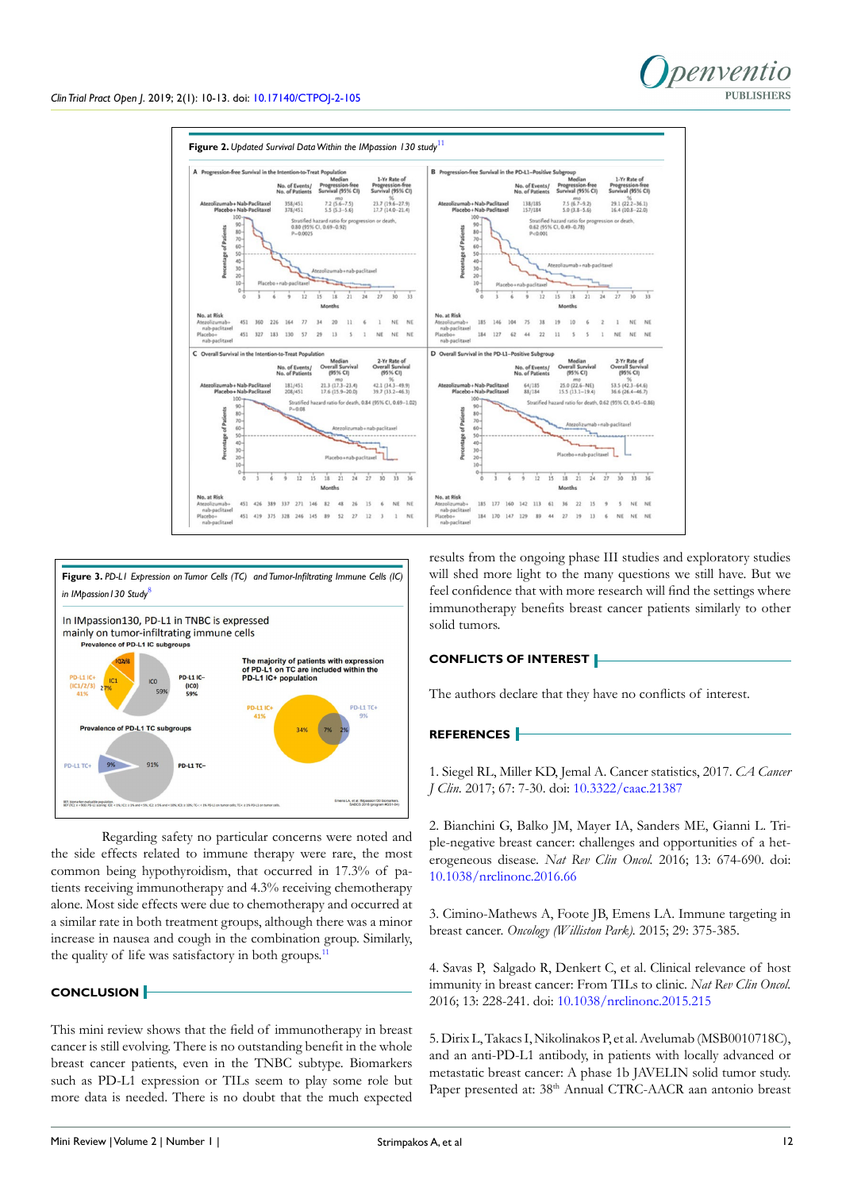**Figure 2.** *Updated Survival Data Within the IMpassion 130 study*[11]

**Figure 3.** *PD-L1 Expression on Tumor Cells (TC) and Tumor-Infiltrating Immune Cells (IC) in IMpassion130 Study*[8]

Regarding safety no particular concerns were noted and the side effects related to immune therapy were rare, the most common being hypothyroidism, that occurred in 17.3% of patients receiving immunotherapy and 4.3% receiving chemotherapy alone. Most side effects were due to chemotherapy and occurred at a similar rate in both treatment groups, although there was a minor increase in nausea and cough in the combination group. Similarly, the quality of life was satisfactory in both groups.[11]

## CONCLUSION

This mini review shows that the field of immunotherapy in breast cancer is still evolving. There is no outstanding benefit in the whole breast cancer patients, even in the TNBC subtype. Biomarkers such as PD-L1 expression or TILs seem to play some role but more data is needed. There is no doubt that the much expected results from the ongoing phase III studies and exploratory studies will shed more light to the many questions we still have. But we feel confidence that with more research will find the settings where immunotherapy benefits breast cancer patients similarly to other solid tumors.

## CONFLICTS OF INTEREST

The authors declare that they have no conflicts of interest.

## REFERENCES

1. Siegel RL, Miller KD, Jemal A. Cancer statistics, 2017. *CA Cancer J Clin.* 2017; 67: 7-30. doi: 10.3322/caac.21387

2. Bianchini G, Balko JM, Mayer IA, Sanders ME, Gianni L. Triple-negative breast cancer: challenges and opportunities of a heterogeneous disease. *Nat Rev Clin Oncol.* 2016; 13: 674-690. doi: 10.1038/nrclinonc.2016.66

3. Cimino-Mathews A, Foote JB, Emens LA. Immune targeting in breast cancer. *Oncology (Williston Park).* 2015; 29: 375-385.

4. Savas P, Salgado R, Denkert C, et al. Clinical relevance of host immunity in breast cancer: From TILs to clinic. *Nat Rev Clin Oncol.* 2016; 13: 228-241. doi: 10.1038/nrclinonc.2015.215

5. Dirix L, Takacs I, Nikolinakos P, et al. Avelumab (MSB0010718C), and an anti-PD-L1 antibody, in patients with locally advanced or metastatic breast cancer: A phase 1b JAVELIN solid tumor study. Paper presented at: 38[th] Annual CTRC-AACR aan antonio breast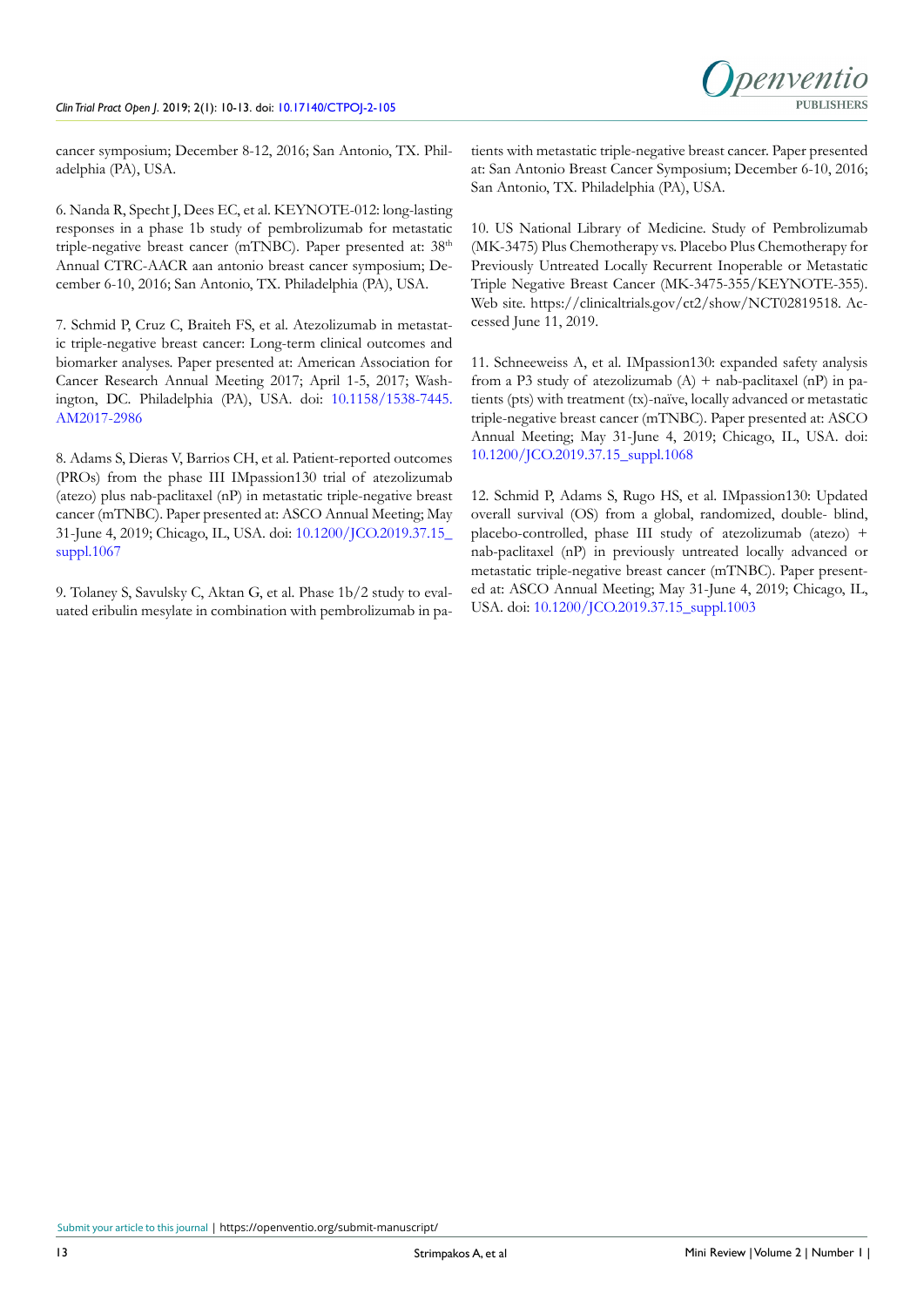cancer symposium; December 8-12, 2016; San Antonio, TX. Philadelphia (PA), USA.

6. Nanda R, Specht J, Dees EC, et al. KEYNOTE-012: long-lasting responses in a phase 1b study of pembrolizumab for metastatic triple-negative breast cancer (mTNBC). Paper presented at: 38th Annual CTRC-AACR aan antonio breast cancer symposium; December 6-10, 2016; San Antonio, TX. Philadelphia (PA), USA.

7. Schmid P, Cruz C, Braiteh FS, et al. Atezolizumab in metastatic triple-negative breast cancer: Long-term clinical outcomes and biomarker analyses. Paper presented at: American Association for Cancer Research Annual Meeting 2017; April 1-5, 2017; Washington, DC. Philadelphia (PA), USA. doi: 10.1158/1538-7445.AM2017-2986

8. Adams S, Dieras V, Barrios CH, et al. Patient-reported outcomes (PROs) from the phase III IMpassion130 trial of atezolizumab (atezo) plus nab-paclitaxel (nP) in metastatic triple-negative breast cancer (mTNBC). Paper presented at: ASCO Annual Meeting; May 31-June 4, 2019; Chicago, IL, USA. doi: 10.1200/JCO.2019.37.15_suppl.1067

9. Tolaney S, Savulsky C, Aktan G, et al. Phase 1b/2 study to evaluated eribulin mesylate in combination with pembrolizumab in patients with metastatic triple-negative breast cancer. Paper presented at: San Antonio Breast Cancer Symposium; December 6-10, 2016; San Antonio, TX. Philadelphia (PA), USA.

10. US National Library of Medicine. Study of Pembrolizumab (MK-3475) Plus Chemotherapy vs. Placebo Plus Chemotherapy for Previously Untreated Locally Recurrent Inoperable or Metastatic Triple Negative Breast Cancer (MK-3475-355/KEYNOTE-355). Web site. https://clinicaltrials.gov/ct2/show/NCT02819518. Accessed June 11, 2019.

11. Schneeweiss A, et al. IMpassion130: expanded safety analysis from a P3 study of atezolizumab (A) + nab-paclitaxel (nP) in patients (pts) with treatment (tx)-naïve, locally advanced or metastatic triple-negative breast cancer (mTNBC). Paper presented at: ASCO Annual Meeting; May 31-June 4, 2019; Chicago, IL, USA. doi: 10.1200/JCO.2019.37.15_suppl.1068

12. Schmid P, Adams S, Rugo HS, et al. IMpassion130: Updated overall survival (OS) from a global, randomized, double- blind, placebo-controlled, phase III study of atezolizumab (atezo) + nab-paclitaxel (nP) in previously untreated locally advanced or metastatic triple-negative breast cancer (mTNBC). Paper presented at: ASCO Annual Meeting; May 31-June 4, 2019; Chicago, IL, USA. doi: 10.1200/JCO.2019.37.15_suppl.1003